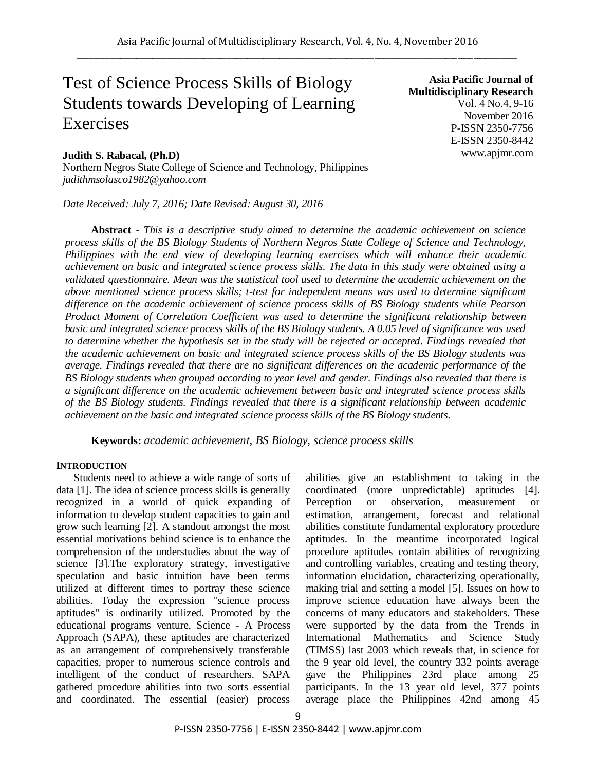# Test of Science Process Skills of Biology Students towards Developing of Learning Exercises

**Asia Pacific Journal of Multidisciplinary Research**
Vol. 4 No.4, 9-16
November 2016
P-ISSN 2350-7756
E-ISSN 2350-8442
www.apjmr.com

**Judith S. Rabacal, (Ph.D)**
Northern Negros State College of Science and Technology, Philippines
*judithmsolasco1982@yahoo.com*

*Date Received: July 7, 2016; Date Revised: August 30, 2016*

**Abstract** - *This is a descriptive study aimed to determine the academic achievement on science process skills of the BS Biology Students of Northern Negros State College of Science and Technology, Philippines with the end view of developing learning exercises which will enhance their academic achievement on basic and integrated science process skills. The data in this study were obtained using a validated questionnaire. Mean was the statistical tool used to determine the academic achievement on the above mentioned science process skills; t-test for independent means was used to determine significant difference on the academic achievement of science process skills of BS Biology students while Pearson Product Moment of Correlation Coefficient was used to determine the significant relationship between basic and integrated science process skills of the BS Biology students. A 0.05 level of significance was used to determine whether the hypothesis set in the study will be rejected or accepted. Findings revealed that the academic achievement on basic and integrated science process skills of the BS Biology students was average. Findings revealed that there are no significant differences on the academic performance of the BS Biology students when grouped according to year level and gender. Findings also revealed that there is a significant difference on the academic achievement between basic and integrated science process skills of the BS Biology students. Findings revealed that there is a significant relationship between academic achievement on the basic and integrated science process skills of the BS Biology students.*

**Keywords:** *academic achievement, BS Biology, science process skills*

## INTRODUCTION

Students need to achieve a wide range of sorts of data [1]. The idea of science process skills is generally recognized in a world of quick expanding of information to develop student capacities to gain and grow such learning [2]. A standout amongst the most essential motivations behind science is to enhance the comprehension of the understudies about the way of science [3].The exploratory strategy, investigative speculation and basic intuition have been terms utilized at different times to portray these science abilities. Today the expression "science process aptitudes" is ordinarily utilized. Promoted by the educational programs venture, Science - A Process Approach (SAPA), these aptitudes are characterized as an arrangement of comprehensively transferable capacities, proper to numerous science controls and intelligent of the conduct of researchers. SAPA gathered procedure abilities into two sorts essential and coordinated. The essential (easier) process abilities give an establishment to taking in the coordinated (more unpredictable) aptitudes [4]. Perception or observation, measurement or estimation, arrangement, forecast and relational abilities constitute fundamental exploratory procedure aptitudes. In the meantime incorporated logical procedure aptitudes contain abilities of recognizing and controlling variables, creating and testing theory, information elucidation, characterizing operationally, making trial and setting a model [5]. Issues on how to improve science education have always been the concerns of many educators and stakeholders. These were supported by the data from the Trends in International Mathematics and Science Study (TIMSS) last 2003 which reveals that, in science for the 9 year old level, the country 332 points average gave the Philippines 23rd place among 25 participants. In the 13 year old level, 377 points average place the Philippines 42nd among 45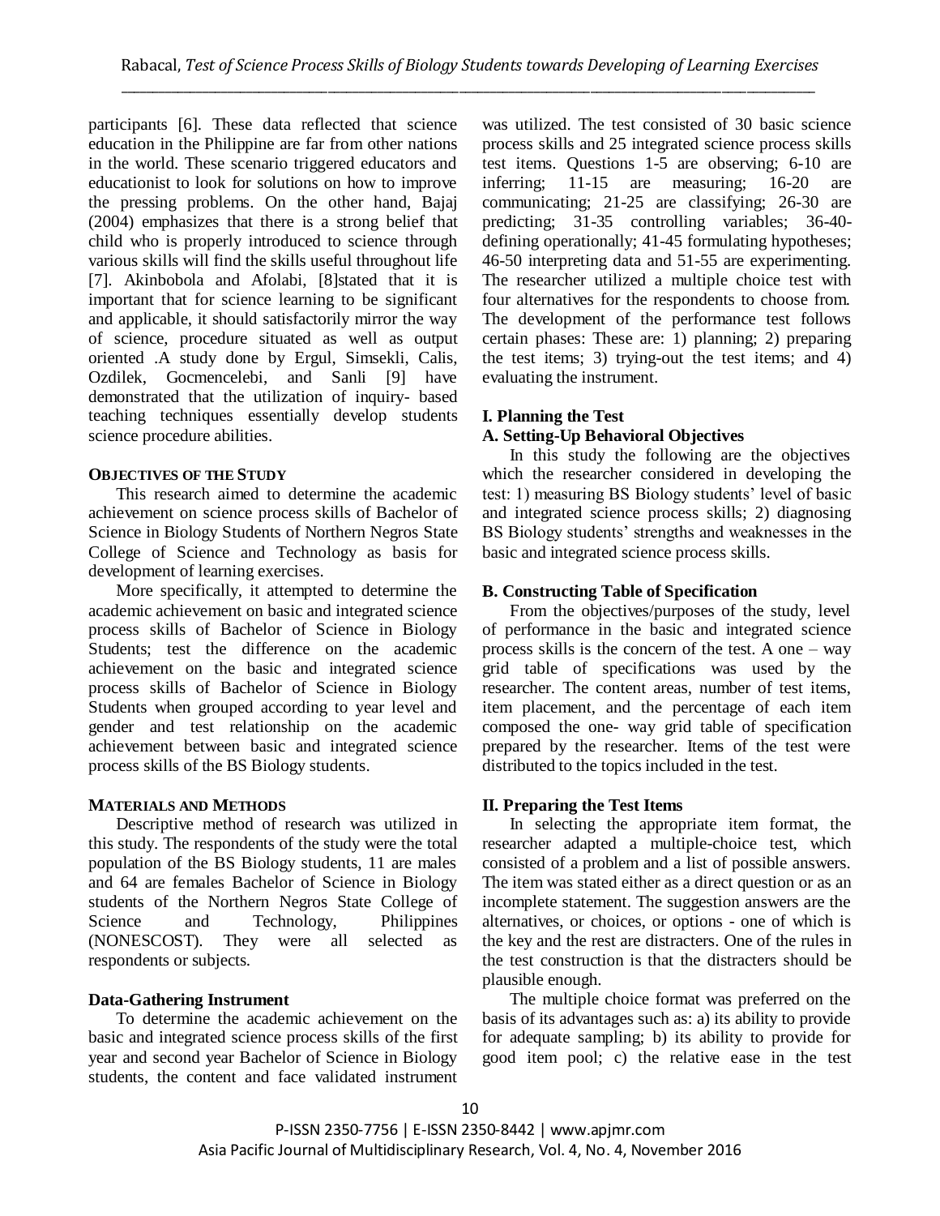participants [6]. These data reflected that science education in the Philippine are far from other nations in the world. These scenario triggered educators and educationist to look for solutions on how to improve the pressing problems. On the other hand, Bajaj (2004) emphasizes that there is a strong belief that child who is properly introduced to science through various skills will find the skills useful throughout life [7]. Akinbobola and Afolabi, [8]stated that it is important that for science learning to be significant and applicable, it should satisfactorily mirror the way of science, procedure situated as well as output oriented .A study done by Ergul, Simsekli, Calis, Ozdilek, Gocmencelebi, and Sanli [9] have demonstrated that the utilization of inquiry- based teaching techniques essentially develop students science procedure abilities.

## OBJECTIVES OF THE STUDY

This research aimed to determine the academic achievement on science process skills of Bachelor of Science in Biology Students of Northern Negros State College of Science and Technology as basis for development of learning exercises.

More specifically, it attempted to determine the academic achievement on basic and integrated science process skills of Bachelor of Science in Biology Students; test the difference on the academic achievement on the basic and integrated science process skills of Bachelor of Science in Biology Students when grouped according to year level and gender and test relationship on the academic achievement between basic and integrated science process skills of the BS Biology students.

## MATERIALS AND METHODS

Descriptive method of research was utilized in this study. The respondents of the study were the total population of the BS Biology students, 11 are males and 64 are females Bachelor of Science in Biology students of the Northern Negros State College of Science and Technology, Philippines (NONESCOST). They were all selected as respondents or subjects.

### Data-Gathering Instrument

To determine the academic achievement on the basic and integrated science process skills of the first year and second year Bachelor of Science in Biology students, the content and face validated instrument was utilized. The test consisted of 30 basic science process skills and 25 integrated science process skills test items. Questions 1-5 are observing; 6-10 are inferring; 11-15 are measuring; 16-20 are communicating; 21-25 are classifying; 26-30 are predicting; 31-35 controlling variables; 36-40- defining operationally; 41-45 formulating hypotheses; 46-50 interpreting data and 51-55 are experimenting. The researcher utilized a multiple choice test with four alternatives for the respondents to choose from. The development of the performance test follows certain phases: These are: 1) planning; 2) preparing the test items; 3) trying-out the test items; and 4) evaluating the instrument.

### I. Planning the Test

#### A. Setting-Up Behavioral Objectives

In this study the following are the objectives which the researcher considered in developing the test: 1) measuring BS Biology students' level of basic and integrated science process skills; 2) diagnosing BS Biology students' strengths and weaknesses in the basic and integrated science process skills.

#### B. Constructing Table of Specification

From the objectives/purposes of the study, level of performance in the basic and integrated science process skills is the concern of the test. A one – way grid table of specifications was used by the researcher. The content areas, number of test items, item placement, and the percentage of each item composed the one- way grid table of specification prepared by the researcher. Items of the test were distributed to the topics included in the test.

### II. Preparing the Test Items

In selecting the appropriate item format, the researcher adapted a multiple-choice test, which consisted of a problem and a list of possible answers. The item was stated either as a direct question or as an incomplete statement. The suggestion answers are the alternatives, or choices, or options - one of which is the key and the rest are distracters. One of the rules in the test construction is that the distracters should be plausible enough.

The multiple choice format was preferred on the basis of its advantages such as: a) its ability to provide for adequate sampling; b) its ability to provide for good item pool; c) the relative ease in the test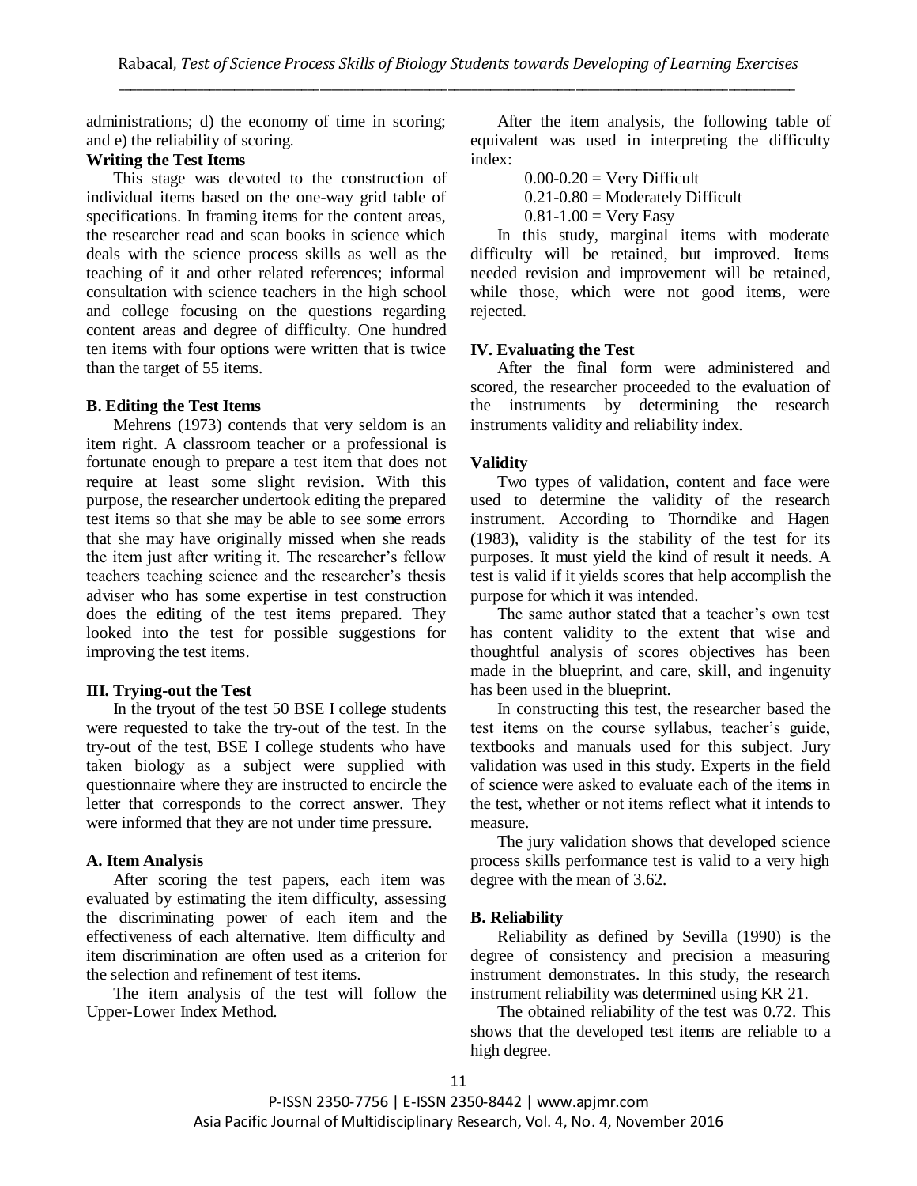administrations; d) the economy of time in scoring; and e) the reliability of scoring.

**Writing the Test Items**

This stage was devoted to the construction of individual items based on the one-way grid table of specifications. In framing items for the content areas, the researcher read and scan books in science which deals with the science process skills as well as the teaching of it and other related references; informal consultation with science teachers in the high school and college focusing on the questions regarding content areas and degree of difficulty. One hundred ten items with four options were written that is twice than the target of 55 items.

**B. Editing the Test Items**

Mehrens (1973) contends that very seldom is an item right. A classroom teacher or a professional is fortunate enough to prepare a test item that does not require at least some slight revision. With this purpose, the researcher undertook editing the prepared test items so that she may be able to see some errors that she may have originally missed when she reads the item just after writing it. The researcher's fellow teachers teaching science and the researcher's thesis adviser who has some expertise in test construction does the editing of the test items prepared. They looked into the test for possible suggestions for improving the test items.

**III. Trying-out the Test**

In the tryout of the test 50 BSE I college students were requested to take the try-out of the test. In the try-out of the test, BSE I college students who have taken biology as a subject were supplied with questionnaire where they are instructed to encircle the letter that corresponds to the correct answer. They were informed that they are not under time pressure.

**A. Item Analysis**

After scoring the test papers, each item was evaluated by estimating the item difficulty, assessing the discriminating power of each item and the effectiveness of each alternative. Item difficulty and item discrimination are often used as a criterion for the selection and refinement of test items.

The item analysis of the test will follow the Upper-Lower Index Method.

After the item analysis, the following table of equivalent was used in interpreting the difficulty index:

0.00-0.20 = Very Difficult
0.21-0.80 = Moderately Difficult
0.81-1.00 = Very Easy

In this study, marginal items with moderate difficulty will be retained, but improved. Items needed revision and improvement will be retained, while those, which were not good items, were rejected.

**IV. Evaluating the Test**

After the final form were administered and scored, the researcher proceeded to the evaluation of the instruments by determining the research instruments validity and reliability index.

**Validity**

Two types of validation, content and face were used to determine the validity of the research instrument. According to Thorndike and Hagen (1983), validity is the stability of the test for its purposes. It must yield the kind of result it needs. A test is valid if it yields scores that help accomplish the purpose for which it was intended.

The same author stated that a teacher's own test has content validity to the extent that wise and thoughtful analysis of scores objectives has been made in the blueprint, and care, skill, and ingenuity has been used in the blueprint.

In constructing this test, the researcher based the test items on the course syllabus, teacher's guide, textbooks and manuals used for this subject. Jury validation was used in this study. Experts in the field of science were asked to evaluate each of the items in the test, whether or not items reflect what it intends to measure.

The jury validation shows that developed science process skills performance test is valid to a very high degree with the mean of 3.62.

**B. Reliability**

Reliability as defined by Sevilla (1990) is the degree of consistency and precision a measuring instrument demonstrates. In this study, the research instrument reliability was determined using KR 21.

The obtained reliability of the test was 0.72. This shows that the developed test items are reliable to a high degree.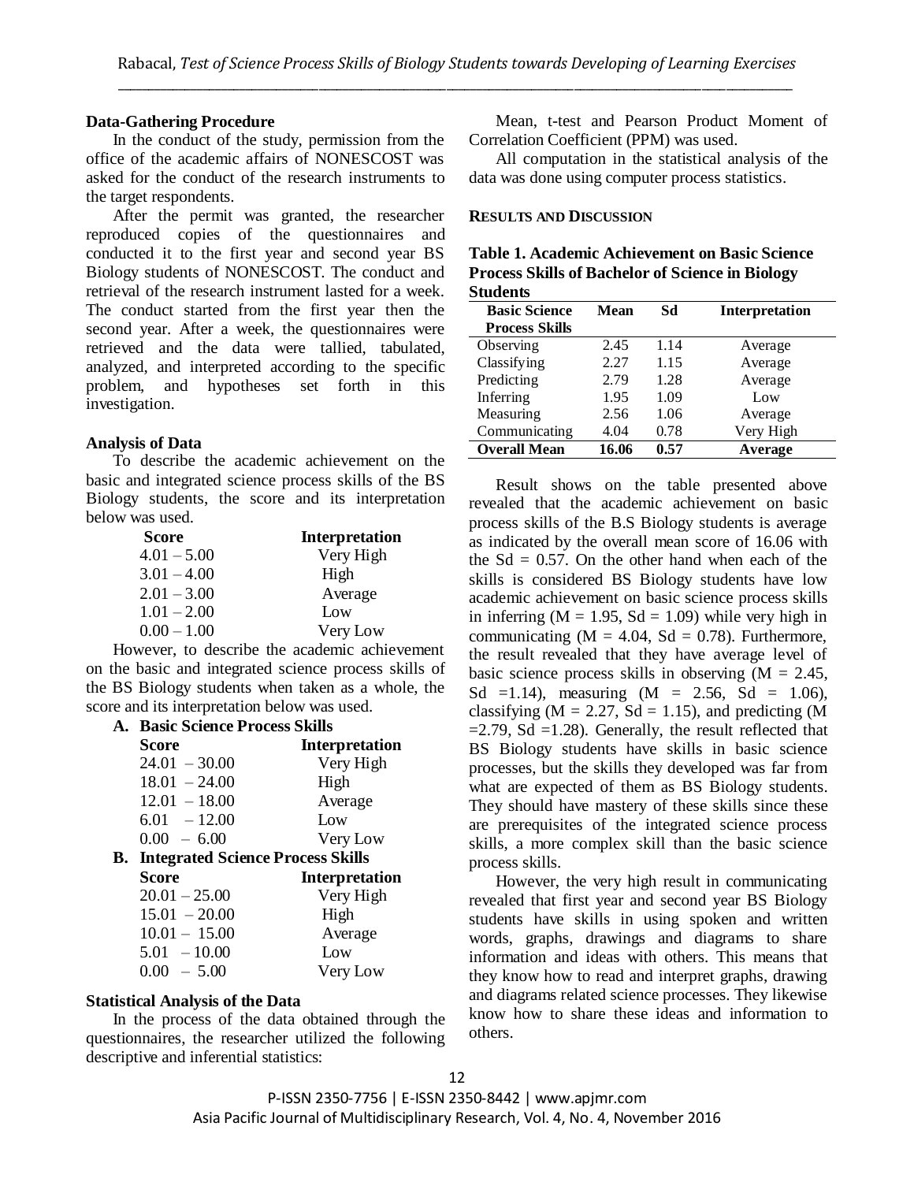### Data-Gathering Procedure

In the conduct of the study, permission from the office of the academic affairs of NONESCOST was asked for the conduct of the research instruments to the target respondents.

After the permit was granted, the researcher reproduced copies of the questionnaires and conducted it to the first year and second year BS Biology students of NONESCOST. The conduct and retrieval of the research instrument lasted for a week. The conduct started from the first year then the second year. After a week, the questionnaires were retrieved and the data were tallied, tabulated, analyzed, and interpreted according to the specific problem, and hypotheses set forth in this investigation.

### Analysis of Data

To describe the academic achievement on the basic and integrated science process skills of the BS Biology students, the score and its interpretation below was used.

| Score | Interpretation |
|---|---|
| 4.01 – 5.00 | Very High |
| 3.01 – 4.00 | High |
| 2.01 – 3.00 | Average |
| 1.01 – 2.00 | Low |
| 0.00 – 1.00 | Very Low |

However, to describe the academic achievement on the basic and integrated science process skills of the BS Biology students when taken as a whole, the score and its interpretation below was used.

**A. Basic Science Process Skills**

| Score | Interpretation |
|---|---|
| 24.01 – 30.00 | Very High |
| 18.01 – 24.00 | High |
| 12.01 – 18.00 | Average |
| 6.01 – 12.00 | Low |
| 0.00 – 6.00 | Very Low |

**B. Integrated Science Process Skills**

| Score | Interpretation |
|---|---|
| 20.01 – 25.00 | Very High |
| 15.01 – 20.00 | High |
| 10.01 – 15.00 | Average |
| 5.01 – 10.00 | Low |
| 0.00 – 5.00 | Very Low |

### Statistical Analysis of the Data

In the process of the data obtained through the questionnaires, the researcher utilized the following descriptive and inferential statistics:

Mean, t-test and Pearson Product Moment of Correlation Coefficient (PPM) was used.

All computation in the statistical analysis of the data was done using computer process statistics.

## RESULTS AND DISCUSSION

**Table 1. Academic Achievement on Basic Science Process Skills of Bachelor of Science in Biology Students**

| Basic Science Process Skills | Mean | Sd | Interpretation |
|---|---|---|---|
| Observing | 2.45 | 1.14 | Average |
| Classifying | 2.27 | 1.15 | Average |
| Predicting | 2.79 | 1.28 | Average |
| Inferring | 1.95 | 1.09 | Low |
| Measuring | 2.56 | 1.06 | Average |
| Communicating | 4.04 | 0.78 | Very High |
| **Overall Mean** | **16.06** | **0.57** | **Average** |

Result shows on the table presented above revealed that the academic achievement on basic process skills of the B.S Biology students is average as indicated by the overall mean score of 16.06 with the Sd = 0.57. On the other hand when each of the skills is considered BS Biology students have low academic achievement on basic science process skills in inferring (M = 1.95, Sd = 1.09) while very high in communicating (M = 4.04, Sd = 0.78). Furthermore, the result revealed that they have average level of basic science process skills in observing (M = 2.45, Sd =1.14), measuring (M = 2.56, Sd = 1.06), classifying (M = 2.27, Sd = 1.15), and predicting (M =2.79, Sd =1.28). Generally, the result reflected that BS Biology students have skills in basic science processes, but the skills they developed was far from what are expected of them as BS Biology students. They should have mastery of these skills since these are prerequisites of the integrated science process skills, a more complex skill than the basic science process skills.

However, the very high result in communicating revealed that first year and second year BS Biology students have skills in using spoken and written words, graphs, drawings and diagrams to share information and ideas with others. This means that they know how to read and interpret graphs, drawing and diagrams related science processes. They likewise know how to share these ideas and information to others.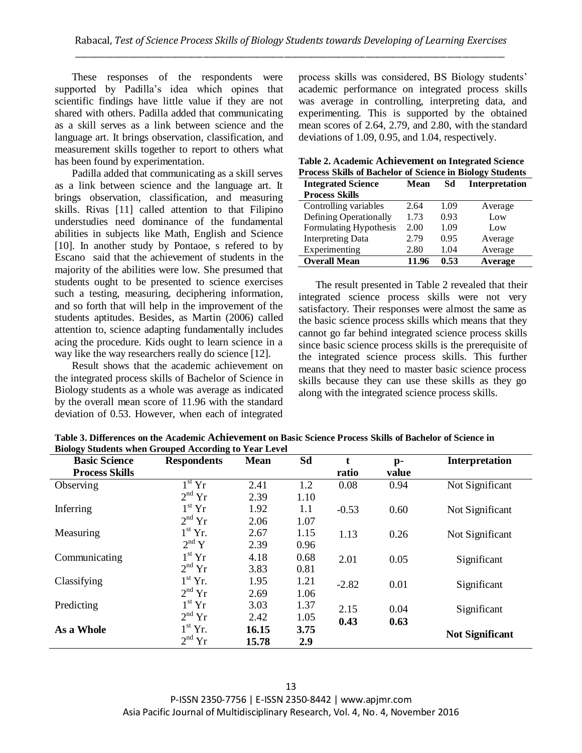These responses of the respondents were supported by Padilla's idea which opines that scientific findings have little value if they are not shared with others. Padilla added that communicating as a skill serves as a link between science and the language art. It brings observation, classification, and measurement skills together to report to others what has been found by experimentation.

Padilla added that communicating as a skill serves as a link between science and the language art. It brings observation, classification, and measuring skills. Rivas [11] called attention to that Filipino understudies need dominance of the fundamental abilities in subjects like Math, English and Science [10]. In another study by Pontaoe, s refered to by Escano said that the achievement of students in the majority of the abilities were low. She presumed that students ought to be presented to science exercises such a testing, measuring, deciphering information, and so forth that will help in the improvement of the students aptitudes. Besides, as Martin (2006) called attention to, science adapting fundamentally includes acing the procedure. Kids ought to learn science in a way like the way researchers really do science [12].

Result shows that the academic achievement on the integrated process skills of Bachelor of Science in Biology students as a whole was average as indicated by the overall mean score of 11.96 with the standard deviation of 0.53. However, when each of integrated process skills was considered, BS Biology students' academic performance on integrated process skills was average in controlling, interpreting data, and experimenting. This is supported by the obtained mean scores of 2.64, 2.79, and 2.80, with the standard deviations of 1.09, 0.95, and 1.04, respectively.

**Table 2. Academic Achievement on Integrated Science Process Skills of Bachelor of Science in Biology Students**

| Integrated Science Process Skills | Mean | Sd | Interpretation |
|---|---|---|---|
| Controlling variables | 2.64 | 1.09 | Average |
| Defining Operationally | 1.73 | 0.93 | Low |
| Formulating Hypothesis | 2.00 | 1.09 | Low |
| Interpreting Data | 2.79 | 0.95 | Average |
| Experimenting | 2.80 | 1.04 | Average |
| **Overall Mean** | **11.96** | **0.53** | **Average** |

The result presented in Table 2 revealed that their integrated science process skills were not very satisfactory. Their responses were almost the same as the basic science process skills which means that they cannot go far behind integrated science process skills since basic science process skills is the prerequisite of the integrated science process skills. This further means that they need to master basic science process skills because they can use these skills as they go along with the integrated science process skills.

**Table 3. Differences on the Academic Achievement on Basic Science Process Skills of Bachelor of Science in Biology Students when Grouped According to Year Level**

| Basic Science Process Skills | Respondents | Mean | Sd | t ratio | p-value | Interpretation |
|---|---|---|---|---|---|---|
| Observing | 1st Yr | 2.41 | 1.2 | 0.08 | 0.94 | Not Significant |
| | 2nd Yr | 2.39 | 1.10 | | | |
| Inferring | 1st Yr | 1.92 | 1.1 | -0.53 | 0.60 | Not Significant |
| | 2nd Yr | 2.06 | 1.07 | | | |
| Measuring | 1st Yr. | 2.67 | 1.15 | 1.13 | 0.26 | Not Significant |
| | 2nd Y | 2.39 | 0.96 | | | |
| Communicating | 1st Yr | 4.18 | 0.68 | 2.01 | 0.05 | Significant |
| | 2nd Yr | 3.83 | 0.81 | | | |
| Classifying | 1st Yr. | 1.95 | 1.21 | -2.82 | 0.01 | Significant |
| | 2nd Yr | 2.69 | 1.06 | | | |
| Predicting | 1st Yr | 3.03 | 1.37 | 2.15 | 0.04 | Significant |
| | 2nd Yr | 2.42 | 1.05 | | | |
| **As a Whole** | 1st Yr. | **16.15** | **3.75** | **0.43** | **0.63** | **Not Significant** |
| | 2nd Yr | **15.78** | **2.9** | | | |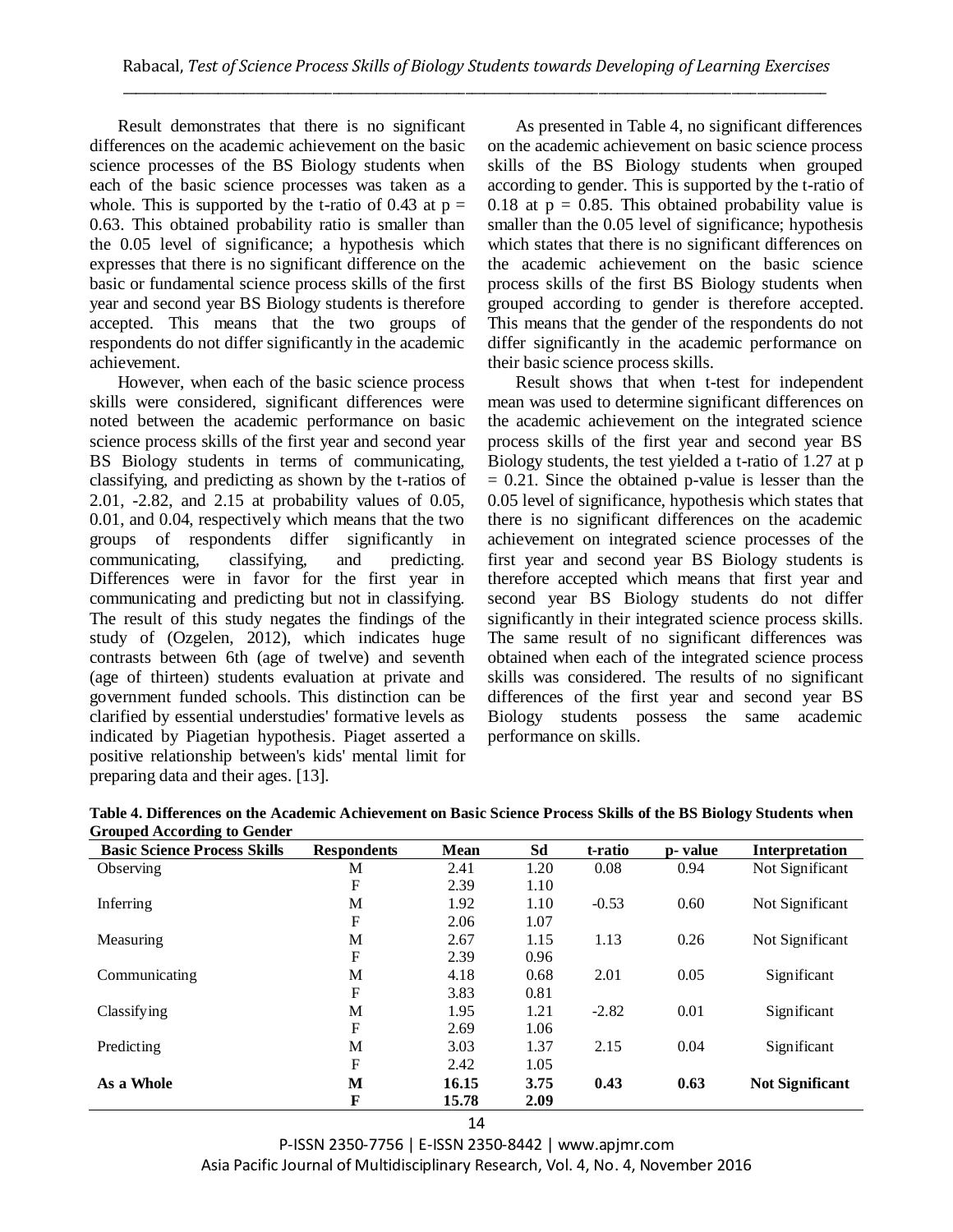Result demonstrates that there is no significant differences on the academic achievement on the basic science processes of the BS Biology students when each of the basic science processes was taken as a whole. This is supported by the t-ratio of 0.43 at p = 0.63. This obtained probability ratio is smaller than the 0.05 level of significance; a hypothesis which expresses that there is no significant difference on the basic or fundamental science process skills of the first year and second year BS Biology students is therefore accepted. This means that the two groups of respondents do not differ significantly in the academic achievement.

However, when each of the basic science process skills were considered, significant differences were noted between the academic performance on basic science process skills of the first year and second year BS Biology students in terms of communicating, classifying, and predicting as shown by the t-ratios of 2.01, -2.82, and 2.15 at probability values of 0.05, 0.01, and 0.04, respectively which means that the two groups of respondents differ significantly in communicating, classifying, and predicting. Differences were in favor for the first year in communicating and predicting but not in classifying. The result of this study negates the findings of the study of (Ozgelen, 2012), which indicates huge contrasts between 6th (age of twelve) and seventh (age of thirteen) students evaluation at private and government funded schools. This distinction can be clarified by essential understudies' formative levels as indicated by Piagetian hypothesis. Piaget asserted a positive relationship between's kids' mental limit for preparing data and their ages. [13].

As presented in Table 4, no significant differences on the academic achievement on basic science process skills of the BS Biology students when grouped according to gender. This is supported by the t-ratio of 0.18 at p = 0.85. This obtained probability value is smaller than the 0.05 level of significance; hypothesis which states that there is no significant differences on the academic achievement on the basic science process skills of the first BS Biology students when grouped according to gender is therefore accepted. This means that the gender of the respondents do not differ significantly in the academic performance on their basic science process skills.

Result shows that when t-test for independent mean was used to determine significant differences on the academic achievement on the integrated science process skills of the first year and second year BS Biology students, the test yielded a t-ratio of 1.27 at p = 0.21. Since the obtained p-value is lesser than the 0.05 level of significance, hypothesis which states that there is no significant differences on the academic achievement on integrated science processes of the first year and second year BS Biology students is therefore accepted which means that first year and second year BS Biology students do not differ significantly in their integrated science process skills. The same result of no significant differences was obtained when each of the integrated science process skills was considered. The results of no significant differences of the first year and second year BS Biology students possess the same academic performance on skills.

**Table 4. Differences on the Academic Achievement on Basic Science Process Skills of the BS Biology Students when Grouped According to Gender**

| Basic Science Process Skills | Respondents | Mean | Sd | t-ratio | p- value | Interpretation |
|---|---|---|---|---|---|---|
| Observing | M | 2.41 | 1.20 | 0.08 | 0.94 | Not Significant |
| | F | 2.39 | 1.10 | | | |
| Inferring | M | 1.92 | 1.10 | -0.53 | 0.60 | Not Significant |
| | F | 2.06 | 1.07 | | | |
| Measuring | M | 2.67 | 1.15 | 1.13 | 0.26 | Not Significant |
| | F | 2.39 | 0.96 | | | |
| Communicating | M | 4.18 | 0.68 | 2.01 | 0.05 | Significant |
| | F | 3.83 | 0.81 | | | |
| Classifying | M | 1.95 | 1.21 | -2.82 | 0.01 | Significant |
| | F | 2.69 | 1.06 | | | |
| Predicting | M | 3.03 | 1.37 | 2.15 | 0.04 | Significant |
| | F | 2.42 | 1.05 | | | |
| **As a Whole** | **M** | **16.15** | **3.75** | **0.43** | **0.63** | **Not Significant** |
| | **F** | **15.78** | **2.09** | | | |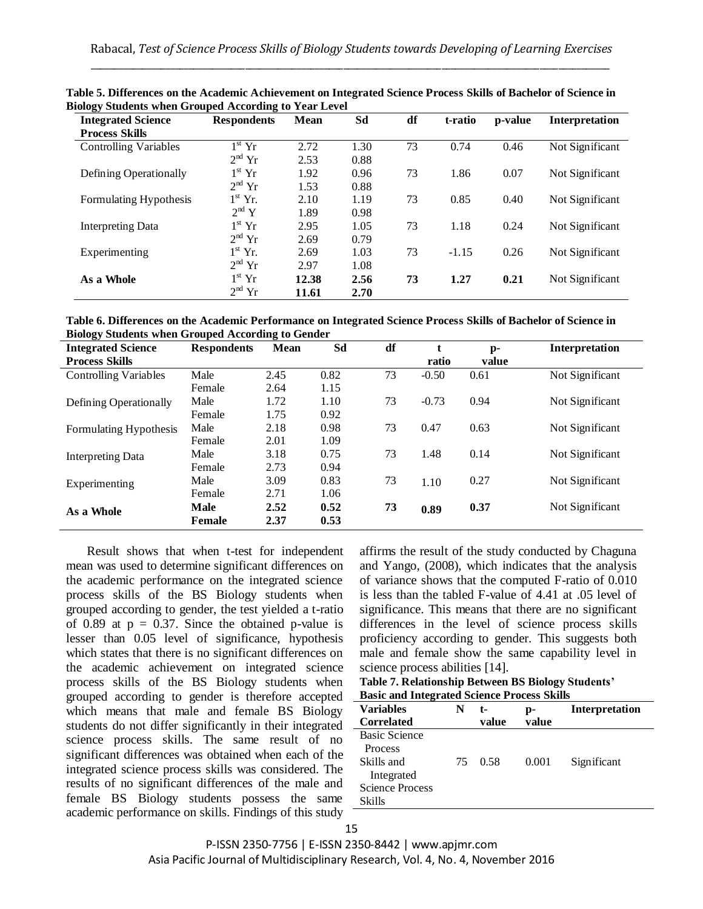**Table 5. Differences on the Academic Achievement on Integrated Science Process Skills of Bachelor of Science in Biology Students when Grouped According to Year Level**

| Integrated Science Process Skills | Respondents | Mean | Sd | df | t-ratio | p-value | Interpretation |
|---|---|---|---|---|---|---|---|
| Controlling Variables | 1st Yr | 2.72 | 1.30 | 73 | 0.74 | 0.46 | Not Significant |
| | 2nd Yr | 2.53 | 0.88 | | | | |
| Defining Operationally | 1st Yr | 1.92 | 0.96 | 73 | 1.86 | 0.07 | Not Significant |
| | 2nd Yr | 1.53 | 0.88 | | | | |
| Formulating Hypothesis | 1st Yr. | 2.10 | 1.19 | 73 | 0.85 | 0.40 | Not Significant |
| | 2nd Y | 1.89 | 0.98 | | | | |
| Interpreting Data | 1st Yr | 2.95 | 1.05 | 73 | 1.18 | 0.24 | Not Significant |
| | 2nd Yr | 2.69 | 0.79 | | | | |
| Experimenting | 1st Yr. | 2.69 | 1.03 | 73 | -1.15 | 0.26 | Not Significant |
| | 2nd Yr | 2.97 | 1.08 | | | | |
| **As a Whole** | 1st Yr | **12.38** | **2.56** | **73** | **1.27** | **0.21** | Not Significant |
| | 2nd Yr | **11.61** | **2.70** | | | | |

**Table 6. Differences on the Academic Performance on Integrated Science Process Skills of Bachelor of Science in Biology Students when Grouped According to Gender**

| Integrated Science Process Skills | Respondents | Mean | Sd | df | t ratio | p-value | Interpretation |
|---|---|---|---|---|---|---|---|
| Controlling Variables | Male | 2.45 | 0.82 | 73 | -0.50 | 0.61 | Not Significant |
| | Female | 2.64 | 1.15 | | | | |
| Defining Operationally | Male | 1.72 | 1.10 | 73 | -0.73 | 0.94 | Not Significant |
| | Female | 1.75 | 0.92 | | | | |
| Formulating Hypothesis | Male | 2.18 | 0.98 | 73 | 0.47 | 0.63 | Not Significant |
| | Female | 2.01 | 1.09 | | | | |
| Interpreting Data | Male | 3.18 | 0.75 | 73 | 1.48 | 0.14 | Not Significant |
| | Female | 2.73 | 0.94 | | | | |
| Experimenting | Male | 3.09 | 0.83 | 73 | 1.10 | 0.27 | Not Significant |
| | Female | 2.71 | 1.06 | | | | |
| **As a Whole** | **Male** | **2.52** | **0.52** | **73** | **0.89** | **0.37** | Not Significant |
| | **Female** | **2.37** | **0.53** | | | | |

Result shows that when t-test for independent mean was used to determine significant differences on the academic performance on the integrated science process skills of the BS Biology students when grouped according to gender, the test yielded a t-ratio of 0.89 at p = 0.37. Since the obtained p-value is lesser than 0.05 level of significance, hypothesis which states that there is no significant differences on the academic achievement on integrated science process skills of the BS Biology students when grouped according to gender is therefore accepted which means that male and female BS Biology students do not differ significantly in their integrated science process skills. The same result of no significant differences was obtained when each of the integrated science process skills was considered. The results of no significant differences of the male and female BS Biology students possess the same academic performance on skills. Findings of this study affirms the result of the study conducted by Chaguna and Yango, (2008), which indicates that the analysis of variance shows that the computed F-ratio of 0.010 is less than the tabled F-value of 4.41 at .05 level of significance. This means that there are no significant differences in the level of science process skills proficiency according to gender. This suggests both male and female show the same capability level in science process abilities [14].

**Table 7. Relationship Between BS Biology Students' Basic and Integrated Science Process Skills**

| Variables Correlated | N | t-value | p-value | Interpretation |
|---|---|---|---|---|
| Basic Science Process Skills and Integrated Science Process Skills | 75 | 0.58 | 0.001 | Significant |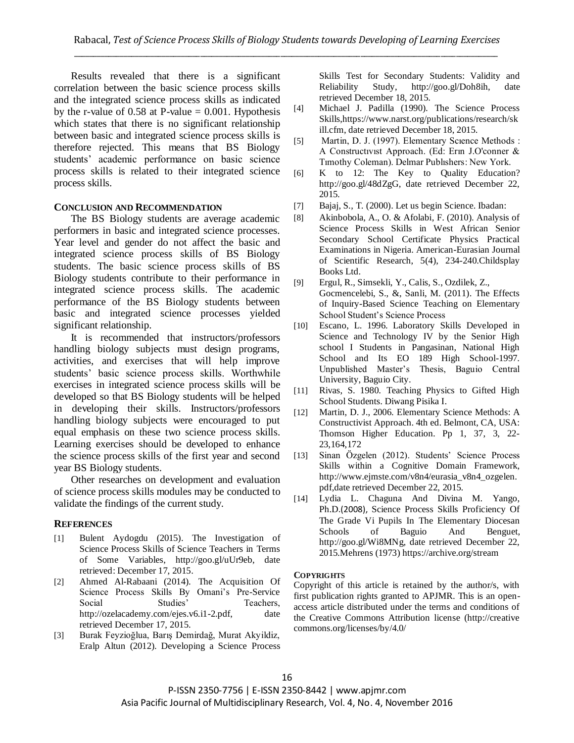Results revealed that there is a significant correlation between the basic science process skills and the integrated science process skills as indicated by the r-value of 0.58 at P-value = 0.001. Hypothesis which states that there is no significant relationship between basic and integrated science process skills is therefore rejected. This means that BS Biology students' academic performance on basic science process skills is related to their integrated science process skills.

## CONCLUSION AND RECOMMENDATION

The BS Biology students are average academic performers in basic and integrated science processes. Year level and gender do not affect the basic and integrated science process skills of BS Biology students. The basic science process skills of BS Biology students contribute to their performance in integrated science process skills. The academic performance of the BS Biology students between basic and integrated science processes yielded significant relationship.

It is recommended that instructors/professors handling biology subjects must design programs, activities, and exercises that will help improve students' basic science process skills. Worthwhile exercises in integrated science process skills will be developed so that BS Biology students will be helped in developing their skills. Instructors/professors handling biology subjects were encouraged to put equal emphasis on these two science process skills. Learning exercises should be developed to enhance the science process skills of the first year and second year BS Biology students.

Other researches on development and evaluation of science process skills modules may be conducted to validate the findings of the current study.

## REFERENCES

[1] Bulent Aydogdu (2015). The Investigation of Science Process Skills of Science Teachers in Terms of Some Variables, http://goo.gl/uUr9eb, date retrieved: December 17, 2015.

[2] Ahmed Al-Rabaani (2014). The Acquisition Of Science Process Skills By Omani's Pre-Service Social Studies' Teachers, http://ozelacademy.com/ejes.v6.i1-2.pdf, date retrieved December 17, 2015.

[3] Burak Feyzioğlua, Barış Demirdağ, Murat Akyildiz, Eralp Altun (2012). Developing a Science Process Skills Test for Secondary Students: Validity and Reliability Study, http://goo.gl/Doh8ih, date retrieved December 18, 2015.

[4] Michael J. Padilla (1990). The Science Process Skills,https://www.narst.org/publications/research/skill.cfm, date retrieved December 18, 2015.

[5] Martin, D. J. (1997). Elementary Scıence Methods : A Constructıvıst Approach. (Ed: Erın J.O'conner & Tımothy Coleman). Delmar Publıshers: New York.

[6] K to 12: The Key to Quality Education? http://goo.gl/48dZgG, date retrieved December 22, 2015.

[7] Bajaj, S., T. (2000). Let us begin Science. Ibadan:

[8] Akinbobola, A., O. & Afolabi, F. (2010). Analysis of Science Process Skills in West African Senior Secondary School Certificate Physics Practical Examinations in Nigeria. American-Eurasian Journal of Scientific Research, 5(4), 234-240.Childsplay Books Ltd.

[9] Ergul, R., Simsekli, Y., Calis, S., Ozdilek, Z., Gocmencelebi, S., &, Sanli, M. (2011). The Effects of Inquiry-Based Science Teaching on Elementary School Student's Science Process

[10] Escano, L. 1996. Laboratory Skills Developed in Science and Technology IV by the Senior High school I Students in Pangasinan, National High School and Its EO 189 High School-1997. Unpublished Master's Thesis, Baguio Central University, Baguio City.

[11] Rivas, S. 1980. Teaching Physics to Gifted High School Students. Diwang Pisika I.

[12] Martin, D. J., 2006. Elementary Science Methods: A Constructivist Approach. 4th ed. Belmont, CA, USA: Thomson Higher Education. Pp 1, 37, 3, 22-23,164,172

[13] Sinan Özgelen (2012). Students' Science Process Skills within a Cognitive Domain Framework, http://www.ejmste.com/v8n4/eurasia_v8n4_ozgelen.pdf,date retrieved December 22, 2015.

[14] Lydia L. Chaguna And Divina M. Yango, Ph.D.(2008), Science Process Skills Proficiency Of The Grade Vi Pupils In The Elementary Diocesan Schools of Baguio And Benguet, http://goo.gl/Wi8MNg, date retrieved December 22, 2015.Mehrens (1973) https://archive.org/stream

## COPYRIGHTS

Copyright of this article is retained by the author/s, with first publication rights granted to APJMR. This is an open-access article distributed under the terms and conditions of the Creative Commons Attribution license (http://creative commons.org/licenses/by/4.0/